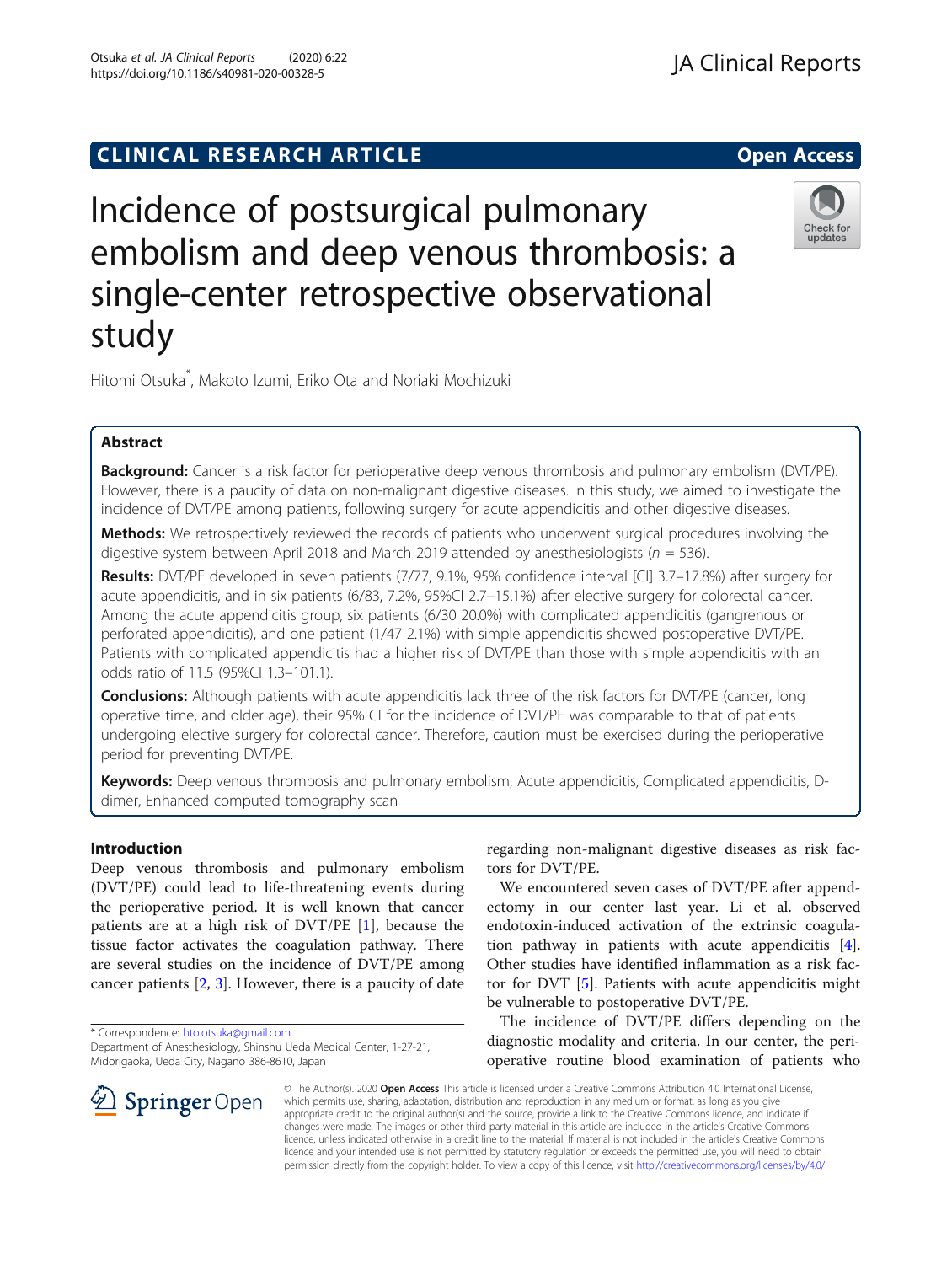CLINICAL RESEARCH ARTICLE

Open Access

# Incidence of postsurgical pulmonary embolism and deep venous thrombosis: a single-center retrospective observational study

Hitomi Otsuka*, Makoto Izumi, Eriko Ota and Noriaki Mochizuki

## Abstract

**Background:** Cancer is a risk factor for perioperative deep venous thrombosis and pulmonary embolism (DVT/PE). However, there is a paucity of data on non-malignant digestive diseases. In this study, we aimed to investigate the incidence of DVT/PE among patients, following surgery for acute appendicitis and other digestive diseases.

**Methods:** We retrospectively reviewed the records of patients who underwent surgical procedures involving the digestive system between April 2018 and March 2019 attended by anesthesiologists ($n$ = 536).

**Results:** DVT/PE developed in seven patients (7/77, 9.1%, 95% confidence interval [CI] 3.7–17.8%) after surgery for acute appendicitis, and in six patients (6/83, 7.2%, 95%CI 2.7–15.1%) after elective surgery for colorectal cancer. Among the acute appendicitis group, six patients (6/30 20.0%) with complicated appendicitis (gangrenous or perforated appendicitis), and one patient (1/47 2.1%) with simple appendicitis showed postoperative DVT/PE. Patients with complicated appendicitis had a higher risk of DVT/PE than those with simple appendicitis with an odds ratio of 11.5 (95%CI 1.3–101.1).

**Conclusions:** Although patients with acute appendicitis lack three of the risk factors for DVT/PE (cancer, long operative time, and older age), their 95% CI for the incidence of DVT/PE was comparable to that of patients undergoing elective surgery for colorectal cancer. Therefore, caution must be exercised during the perioperative period for preventing DVT/PE.

**Keywords:** Deep venous thrombosis and pulmonary embolism, Acute appendicitis, Complicated appendicitis, D-dimer, Enhanced computed tomography scan

## Introduction

Deep venous thrombosis and pulmonary embolism (DVT/PE) could lead to life-threatening events during the perioperative period. It is well known that cancer patients are at a high risk of DVT/PE [1], because the tissue factor activates the coagulation pathway. There are several studies on the incidence of DVT/PE among cancer patients [2, 3]. However, there is a paucity of date regarding non-malignant digestive diseases as risk factors for DVT/PE.

We encountered seven cases of DVT/PE after appendectomy in our center last year. Li et al. observed endotoxin-induced activation of the extrinsic coagulation pathway in patients with acute appendicitis [4]. Other studies have identified inflammation as a risk factor for DVT [5]. Patients with acute appendicitis might be vulnerable to postoperative DVT/PE.

The incidence of DVT/PE differs depending on the diagnostic modality and criteria. In our center, the perioperative routine blood examination of patients who

* Correspondence: hto.otsuka@gmail.com
Department of Anesthesiology, Shinshu Ueda Medical Center, 1-27-21, Midorigaoka, Ueda City, Nagano 386-8610, Japan

© The Author(s). 2020 **Open Access** This article is licensed under a Creative Commons Attribution 4.0 International License, which permits use, sharing, adaptation, distribution and reproduction in any medium or format, as long as you give appropriate credit to the original author(s) and the source, provide a link to the Creative Commons licence, and indicate if changes were made. The images or other third party material in this article are included in the article's Creative Commons licence, unless indicated otherwise in a credit line to the material. If material is not included in the article's Creative Commons licence and your intended use is not permitted by statutory regulation or exceeds the permitted use, you will need to obtain permission directly from the copyright holder. To view a copy of this licence, visit http://creativecommons.org/licenses/by/4.0/.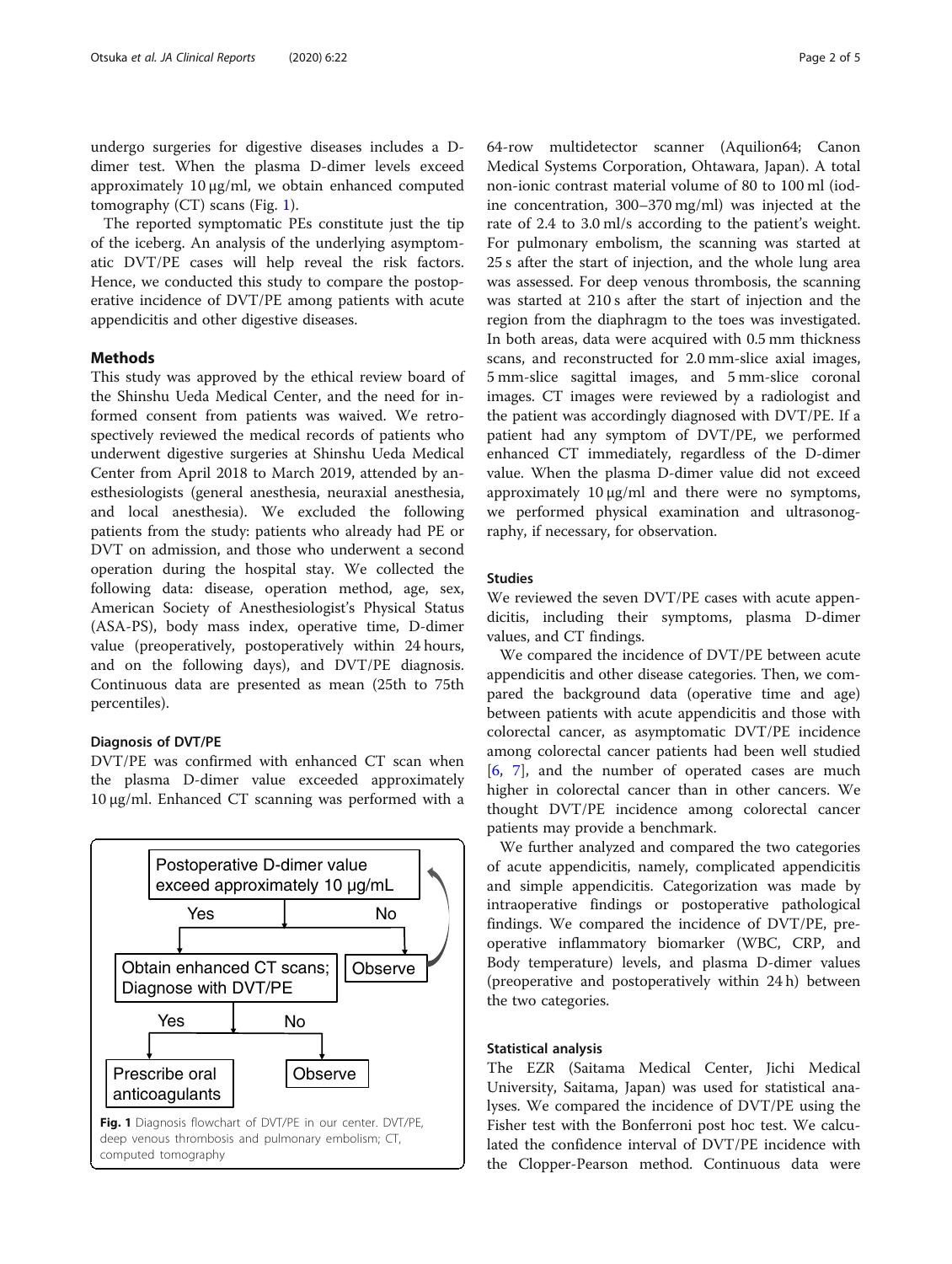undergo surgeries for digestive diseases includes a D-dimer test. When the plasma D-dimer levels exceed approximately 10 μg/ml, we obtain enhanced computed tomography (CT) scans (Fig. 1).

The reported symptomatic PEs constitute just the tip of the iceberg. An analysis of the underlying asymptomatic DVT/PE cases will help reveal the risk factors. Hence, we conducted this study to compare the postoperative incidence of DVT/PE among patients with acute appendicitis and other digestive diseases.

## Methods

This study was approved by the ethical review board of the Shinshu Ueda Medical Center, and the need for informed consent from patients was waived. We retrospectively reviewed the medical records of patients who underwent digestive surgeries at Shinshu Ueda Medical Center from April 2018 to March 2019, attended by anesthesiologists (general anesthesia, neuraxial anesthesia, and local anesthesia). We excluded the following patients from the study: patients who already had PE or DVT on admission, and those who underwent a second operation during the hospital stay. We collected the following data: disease, operation method, age, sex, American Society of Anesthesiologist's Physical Status (ASA-PS), body mass index, operative time, D-dimer value (preoperatively, postoperatively within 24 hours, and on the following days), and DVT/PE diagnosis. Continuous data are presented as mean (25th to 75th percentiles).

### Diagnosis of DVT/PE

DVT/PE was confirmed with enhanced CT scan when the plasma D-dimer value exceeded approximately 10 μg/ml. Enhanced CT scanning was performed with a 64-row multidetector scanner (Aquilion64; Canon Medical Systems Corporation, Ohtawara, Japan). A total non-ionic contrast material volume of 80 to 100 ml (iodine concentration, 300–370 mg/ml) was injected at the rate of 2.4 to 3.0 ml/s according to the patient's weight. For pulmonary embolism, the scanning was started at 25 s after the start of injection, and the whole lung area was assessed. For deep venous thrombosis, the scanning was started at 210 s after the start of injection and the region from the diaphragm to the toes was investigated. In both areas, data were acquired with 0.5 mm thickness scans, and reconstructed for 2.0 mm-slice axial images, 5 mm-slice sagittal images, and 5 mm-slice coronal images. CT images were reviewed by a radiologist and the patient was accordingly diagnosed with DVT/PE. If a patient had any symptom of DVT/PE, we performed enhanced CT immediately, regardless of the D-dimer value. When the plasma D-dimer value did not exceed approximately 10 μg/ml and there were no symptoms, we performed physical examination and ultrasonography, if necessary, for observation.

Postoperative D-dimer value exceed approximately 10 μg/mL → Yes: Obtain enhanced CT scans; Diagnose with DVT/PE; No: Observe (return to D-dimer assessment)

Obtain enhanced CT scans; Diagnose with DVT/PE → Yes: Prescribe oral anticoagulants; No: Observe

**Fig. 1** Diagnosis flowchart of DVT/PE in our center. DVT/PE, deep venous thrombosis and pulmonary embolism; CT, computed tomography

### Studies

We reviewed the seven DVT/PE cases with acute appendicitis, including their symptoms, plasma D-dimer values, and CT findings.

We compared the incidence of DVT/PE between acute appendicitis and other disease categories. Then, we compared the background data (operative time and age) between patients with acute appendicitis and those with colorectal cancer, as asymptomatic DVT/PE incidence among colorectal cancer patients had been well studied [6, 7], and the number of operated cases are much higher in colorectal cancer than in other cancers. We thought DVT/PE incidence among colorectal cancer patients may provide a benchmark.

We further analyzed and compared the two categories of acute appendicitis, namely, complicated appendicitis and simple appendicitis. Categorization was made by intraoperative findings or postoperative pathological findings. We compared the incidence of DVT/PE, preoperative inflammatory biomarker (WBC, CRP, and Body temperature) levels, and plasma D-dimer values (preoperative and postoperatively within 24 h) between the two categories.

### Statistical analysis

The EZR (Saitama Medical Center, Jichi Medical University, Saitama, Japan) was used for statistical analyses. We compared the incidence of DVT/PE using the Fisher test with the Bonferroni post hoc test. We calculated the confidence interval of DVT/PE incidence with the Clopper-Pearson method. Continuous data were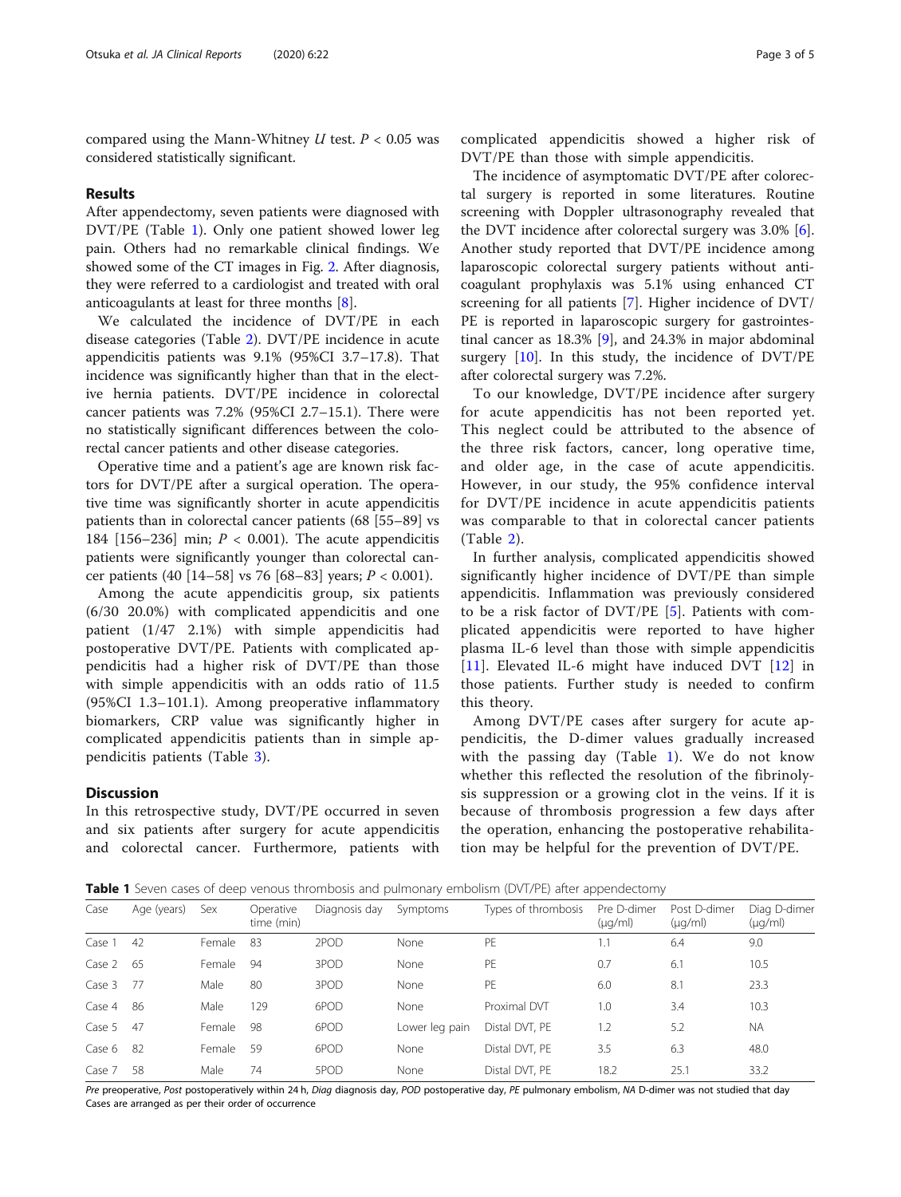compared using the Mann-Whitney $U$ test. $P < 0.05$ was considered statistically significant.

## Results

After appendectomy, seven patients were diagnosed with DVT/PE (Table 1). Only one patient showed lower leg pain. Others had no remarkable clinical findings. We showed some of the CT images in Fig. 2. After diagnosis, they were referred to a cardiologist and treated with oral anticoagulants at least for three months [8].

We calculated the incidence of DVT/PE in each disease categories (Table 2). DVT/PE incidence in acute appendicitis patients was 9.1% (95%CI 3.7–17.8). That incidence was significantly higher than that in the elective hernia patients. DVT/PE incidence in colorectal cancer patients was 7.2% (95%CI 2.7–15.1). There were no statistically significant differences between the colorectal cancer patients and other disease categories.

Operative time and a patient's age are known risk factors for DVT/PE after a surgical operation. The operative time was significantly shorter in acute appendicitis patients than in colorectal cancer patients (68 [55–89] vs 184 [156–236] min; $P < 0.001$). The acute appendicitis patients were significantly younger than colorectal cancer patients (40 [14–58] vs 76 [68–83] years; $P < 0.001$).

Among the acute appendicitis group, six patients (6/30 20.0%) with complicated appendicitis and one patient (1/47 2.1%) with simple appendicitis had postoperative DVT/PE. Patients with complicated appendicitis had a higher risk of DVT/PE than those with simple appendicitis with an odds ratio of 11.5 (95%CI 1.3–101.1). Among preoperative inflammatory biomarkers, CRP value was significantly higher in complicated appendicitis patients than in simple appendicitis patients (Table 3).

## Discussion

In this retrospective study, DVT/PE occurred in seven and six patients after surgery for acute appendicitis and colorectal cancer. Furthermore, patients with complicated appendicitis showed a higher risk of DVT/PE than those with simple appendicitis.

The incidence of asymptomatic DVT/PE after colorectal surgery is reported in some literatures. Routine screening with Doppler ultrasonography revealed that the DVT incidence after colorectal surgery was 3.0% [6]. Another study reported that DVT/PE incidence among laparoscopic colorectal surgery patients without anticoagulant prophylaxis was 5.1% using enhanced CT screening for all patients [7]. Higher incidence of DVT/PE is reported in laparoscopic surgery for gastrointestinal cancer as 18.3% [9], and 24.3% in major abdominal surgery [10]. In this study, the incidence of DVT/PE after colorectal surgery was 7.2%.

To our knowledge, DVT/PE incidence after surgery for acute appendicitis has not been reported yet. This neglect could be attributed to the absence of the three risk factors, cancer, long operative time, and older age, in the case of acute appendicitis. However, in our study, the 95% confidence interval for DVT/PE incidence in acute appendicitis patients was comparable to that in colorectal cancer patients (Table 2).

In further analysis, complicated appendicitis showed significantly higher incidence of DVT/PE than simple appendicitis. Inflammation was previously considered to be a risk factor of DVT/PE [5]. Patients with complicated appendicitis were reported to have higher plasma IL-6 level than those with simple appendicitis [11]. Elevated IL-6 might have induced DVT [12] in those patients. Further study is needed to confirm this theory.

Among DVT/PE cases after surgery for acute appendicitis, the D-dimer values gradually increased with the passing day (Table 1). We do not know whether this reflected the resolution of the fibrinolysis suppression or a growing clot in the veins. If it is because of thrombosis progression a few days after the operation, enhancing the postoperative rehabilitation may be helpful for the prevention of DVT/PE.

**Table 1** Seven cases of deep venous thrombosis and pulmonary embolism (DVT/PE) after appendectomy

| Case | Age (years) | Sex | Operative time (min) | Diagnosis day | Symptoms | Types of thrombosis | Pre D-dimer (μg/ml) | Post D-dimer (μg/ml) | Diag D-dimer (μg/ml) |
|---|---|---|---|---|---|---|---|---|---|
| Case 1 | 42 | Female | 83 | 2POD | None | PE | 1.1 | 6.4 | 9.0 |
| Case 2 | 65 | Female | 94 | 3POD | None | PE | 0.7 | 6.1 | 10.5 |
| Case 3 | 77 | Male | 80 | 3POD | None | PE | 6.0 | 8.1 | 23.3 |
| Case 4 | 86 | Male | 129 | 6POD | None | Proximal DVT | 1.0 | 3.4 | 10.3 |
| Case 5 | 47 | Female | 98 | 6POD | Lower leg pain | Distal DVT, PE | 1.2 | 5.2 | NA |
| Case 6 | 82 | Female | 59 | 6POD | None | Distal DVT, PE | 3.5 | 6.3 | 48.0 |
| Case 7 | 58 | Male | 74 | 5POD | None | Distal DVT, PE | 18.2 | 25.1 | 33.2 |

*Pre* preoperative, *Post* postoperatively within 24 h, *Diag* diagnosis day, *POD* postoperative day, *PE* pulmonary embolism, *NA* D-dimer was not studied that day
Cases are arranged as per their order of occurrence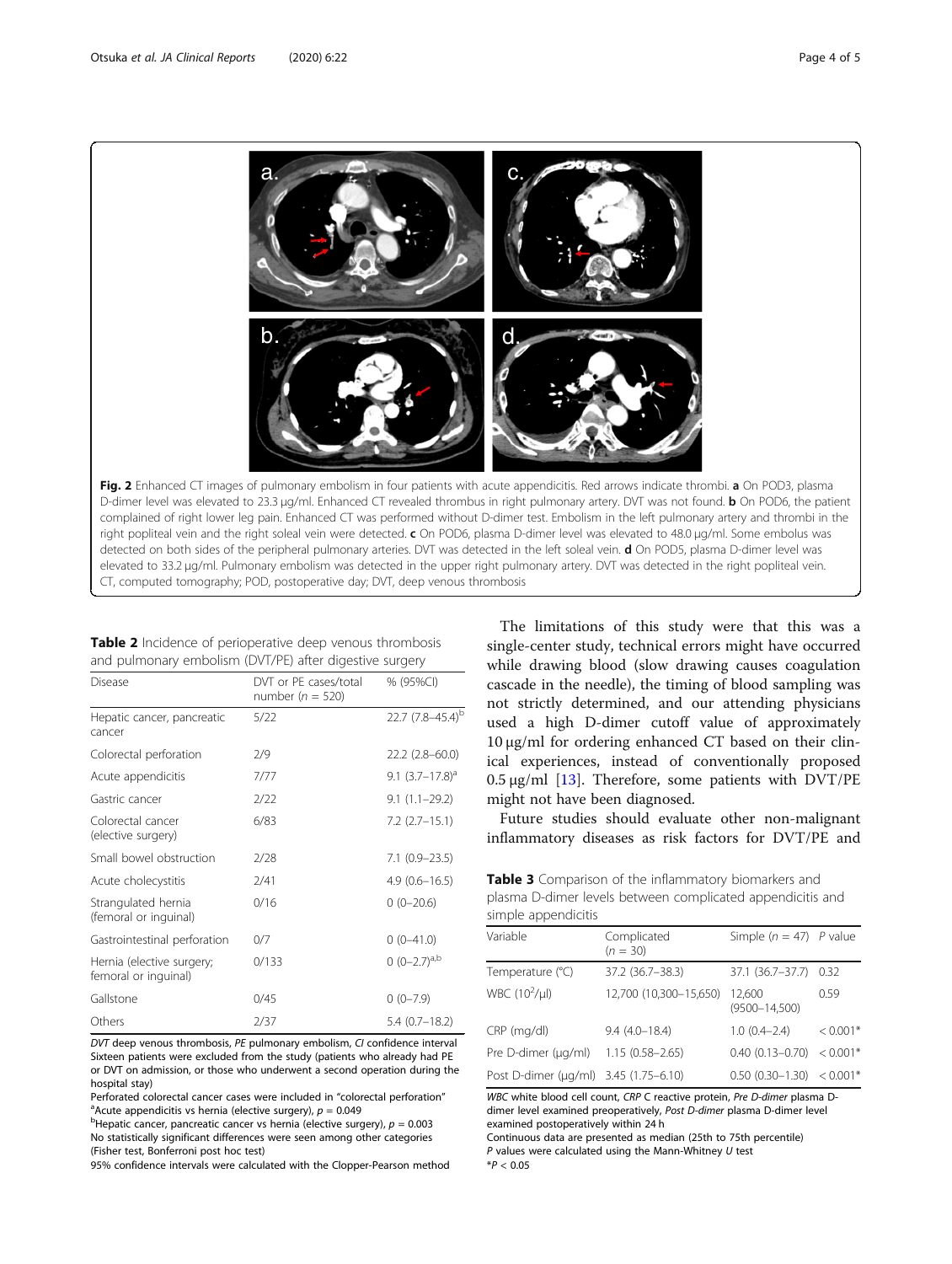**Fig. 2** Enhanced CT images of pulmonary embolism in four patients with acute appendicitis. Red arrows indicate thrombi. **a** On POD3, plasma D-dimer level was elevated to 23.3 μg/ml. Enhanced CT revealed thrombus in right pulmonary artery. DVT was not found. **b** On POD6, the patient complained of right lower leg pain. Enhanced CT was performed without D-dimer test. Embolism in the left pulmonary artery and thrombi in the right popliteal vein and the right soleal vein were detected. **c** On POD6, plasma D-dimer level was elevated to 48.0 μg/ml. Some embolus was detected on both sides of the peripheral pulmonary arteries. DVT was detected in the left soleal vein. **d** On POD5, plasma D-dimer level was elevated to 33.2 μg/ml. Pulmonary embolism was detected in the upper right pulmonary artery. DVT was detected in the right popliteal vein. CT, computed tomography; POD, postoperative day; DVT, deep venous thrombosis

**Table 2** Incidence of perioperative deep venous thrombosis and pulmonary embolism (DVT/PE) after digestive surgery

| Disease | DVT or PE cases/total number ($n$ = 520) | % (95%CI) |
|---|---|---|
| Hepatic cancer, pancreatic cancer | 5/22 | 22.7 (7.8–45.4)[b] |
| Colorectal perforation | 2/9 | 22.2 (2.8–60.0) |
| Acute appendicitis | 7/77 | 9.1 (3.7–17.8)[a] |
| Gastric cancer | 2/22 | 9.1 (1.1–29.2) |
| Colorectal cancer (elective surgery) | 6/83 | 7.2 (2.7–15.1) |
| Small bowel obstruction | 2/28 | 7.1 (0.9–23.5) |
| Acute cholecystitis | 2/41 | 4.9 (0.6–16.5) |
| Strangulated hernia (femoral or inguinal) | 0/16 | 0 (0–20.6) |
| Gastrointestinal perforation | 0/7 | 0 (0–41.0) |
| Hernia (elective surgery; femoral or inguinal) | 0/133 | 0 (0–2.7)[a,b] |
| Gallstone | 0/45 | 0 (0–7.9) |
| Others | 2/37 | 5.4 (0.7–18.2) |

*DVT* deep venous thrombosis, *PE* pulmonary embolism, *CI* confidence interval
Sixteen patients were excluded from the study (patients who already had PE or DVT on admission, or those who underwent a second operation during the hospital stay)
Perforated colorectal cancer cases were included in "colorectal perforation"
[a]Acute appendicitis vs hernia (elective surgery), $p$ = 0.049
[b]Hepatic cancer, pancreatic cancer vs hernia (elective surgery), $p$ = 0.003
No statistically significant differences were seen among other categories (Fisher test, Bonferroni post hoc test)
95% confidence intervals were calculated with the Clopper-Pearson method

The limitations of this study were that this was a single-center study, technical errors might have occurred while drawing blood (slow drawing causes coagulation cascade in the needle), the timing of blood sampling was not strictly determined, and our attending physicians used a high D-dimer cutoff value of approximately 10 μg/ml for ordering enhanced CT based on their clinical experiences, instead of conventionally proposed 0.5 μg/ml [13]. Therefore, some patients with DVT/PE might not have been diagnosed.

Future studies should evaluate other non-malignant inflammatory diseases as risk factors for DVT/PE and

**Table 3** Comparison of the inflammatory biomarkers and plasma D-dimer levels between complicated appendicitis and simple appendicitis

| Variable | Complicated ($n$ = 30) | Simple ($n$ = 47) | $P$ value |
|---|---|---|---|
| Temperature (°C) | 37.2 (36.7–38.3) | 37.1 (36.7–37.7) | 0.32 |
| WBC ($10^2$/μl) | 12,700 (10,300–15,650) | 12,600 (9500–14,500) | 0.59 |
| CRP (mg/dl) | 9.4 (4.0–18.4) | 1.0 (0.4–2.4) | < 0.001* |
| Pre D-dimer (μg/ml) | 1.15 (0.58–2.65) | 0.40 (0.13–0.70) | < 0.001* |
| Post D-dimer (μg/ml) | 3.45 (1.75–6.10) | 0.50 (0.30–1.30) | < 0.001* |

*WBC* white blood cell count, *CRP* C reactive protein, *Pre D-dimer* plasma D-dimer level examined preoperatively, *Post D-dimer* plasma D-dimer level examined postoperatively within 24 h
Continuous data are presented as median (25th to 75th percentile)
$P$ values were calculated using the Mann-Whitney $U$ test
*$P$ < 0.05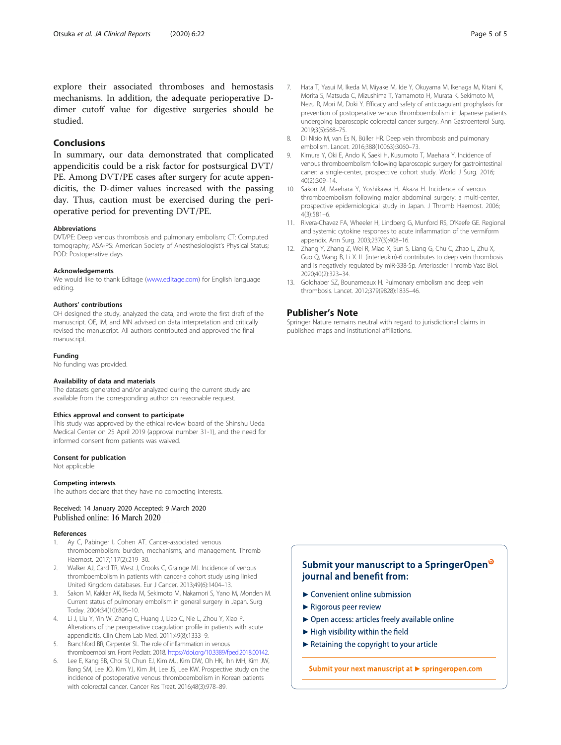explore their associated thromboses and hemostasis mechanisms. In addition, the adequate perioperative D-dimer cutoff value for digestive surgeries should be studied.

## Conclusions

In summary, our data demonstrated that complicated appendicitis could be a risk factor for postsurgical DVT/PE. Among DVT/PE cases after surgery for acute appendicitis, the D-dimer values increased with the passing day. Thus, caution must be exercised during the perioperative period for preventing DVT/PE.

### Abbreviations

DVT/PE: Deep venous thrombosis and pulmonary embolism; CT: Computed tomography; ASA-PS: American Society of Anesthesiologist's Physical Status; POD: Postoperative days

### Acknowledgements

We would like to thank Editage (www.editage.com) for English language editing.

### Authors' contributions

OH designed the study, analyzed the data, and wrote the first draft of the manuscript. OE, IM, and MN advised on data interpretation and critically revised the manuscript. All authors contributed and approved the final manuscript.

### Funding

No funding was provided.

### Availability of data and materials

The datasets generated and/or analyzed during the current study are available from the corresponding author on reasonable request.

### Ethics approval and consent to participate

This study was approved by the ethical review board of the Shinshu Ueda Medical Center on 25 April 2019 (approval number 31-1), and the need for informed consent from patients was waived.

### Consent for publication

Not applicable

### Competing interests

The authors declare that they have no competing interests.

Received: 14 January 2020 Accepted: 9 March 2020
Published online: 16 March 2020

### References

1. Ay C, Pabinger I, Cohen AT. Cancer-associated venous thromboembolism: burden, mechanisms, and management. Thromb Haemost. 2017;117(2):219–30.
2. Walker AJ, Card TR, West J, Crooks C, Grainge MJ. Incidence of venous thromboembolism in patients with cancer-a cohort study using linked United Kingdom databases. Eur J Cancer. 2013;49(6):1404–13.
3. Sakon M, Kakkar AK, Ikeda M, Sekimoto M, Nakamori S, Yano M, Monden M. Current status of pulmonary embolism in general surgery in Japan. Surg Today. 2004;34(10):805–10.
4. Li J, Liu Y, Yin W, Zhang C, Huang J, Liao C, Nie L, Zhou Y, Xiao P. Alterations of the preoperative coagulation profile in patients with acute appendicitis. Clin Chem Lab Med. 2011;49(8):1333–9.
5. Branchford BR, Carpenter SL. The role of inflammation in venous thromboembolism. Front Pediatr. 2018. https://doi.org/10.3389/fped.2018.00142.
6. Lee E, Kang SB, Choi SI, Chun EJ, Kim MJ, Kim DW, Oh HK, Ihn MH, Kim JW, Bang SM, Lee JO, Kim YJ, Kim JH, Lee JS, Lee KW. Prospective study on the incidence of postoperative venous thromboembolism in Korean patients with colorectal cancer. Cancer Res Treat. 2016;48(3):978–89.
7. Hata T, Yasui M, Ikeda M, Miyake M, Ide Y, Okuyama M, Ikenaga M, Kitani K, Morita S, Matsuda C, Mizushima T, Yamamoto H, Murata K, Sekimoto M, Nezu R, Mori M, Doki Y. Efficacy and safety of anticoagulant prophylaxis for prevention of postoperative venous thromboembolism in Japanese patients undergoing laparoscopic colorectal cancer surgery. Ann Gastroenterol Surg. 2019;3(5):568–75.
8. Di Nisio M, van Es N, Büller HR. Deep vein thrombosis and pulmonary embolism. Lancet. 2016;388(10063):3060–73.
9. Kimura Y, Oki E, Ando K, Saeki H, Kusumoto T, Maehara Y. Incidence of venous thromboembolism following laparoscopic surgery for gastrointestinal caner: a single-center, prospective cohort study. World J Surg. 2016; 40(2):309–14.
10. Sakon M, Maehara Y, Yoshikawa H, Akaza H. Incidence of venous thromboembolism following major abdominal surgery: a multi-center, prospective epidemiological study in Japan. J Thromb Haemost. 2006; 4(3):581–6.
11. Rivera-Chavez FA, Wheeler H, Lindberg G, Munford RS, O'Keefe GE. Regional and systemic cytokine responses to acute inflammation of the vermiform appendix. Ann Surg. 2003;237(3):408–16.
12. Zhang Y, Zhang Z, Wei R, Miao X, Sun S, Liang G, Chu C, Zhao L, Zhu X, Guo Q, Wang B, Li X. IL (interleukin)-6 contributes to deep vein thrombosis and is negatively regulated by miR-338-5p. Arterioscler Thromb Vasc Biol. 2020;40(2):323–34.
13. Goldhaber SZ, Bounameaux H. Pulmonary embolism and deep vein thrombosis. Lancet. 2012;379(9828):1835–46.

## Publisher's Note

Springer Nature remains neutral with regard to jurisdictional claims in published maps and institutional affiliations.

**Submit your manuscript to a SpringerOpen journal and benefit from:**

- Convenient online submission
- Rigorous peer review
- Open access: articles freely available online
- High visibility within the field
- Retaining the copyright to your article

Submit your next manuscript at ▶ springeropen.com